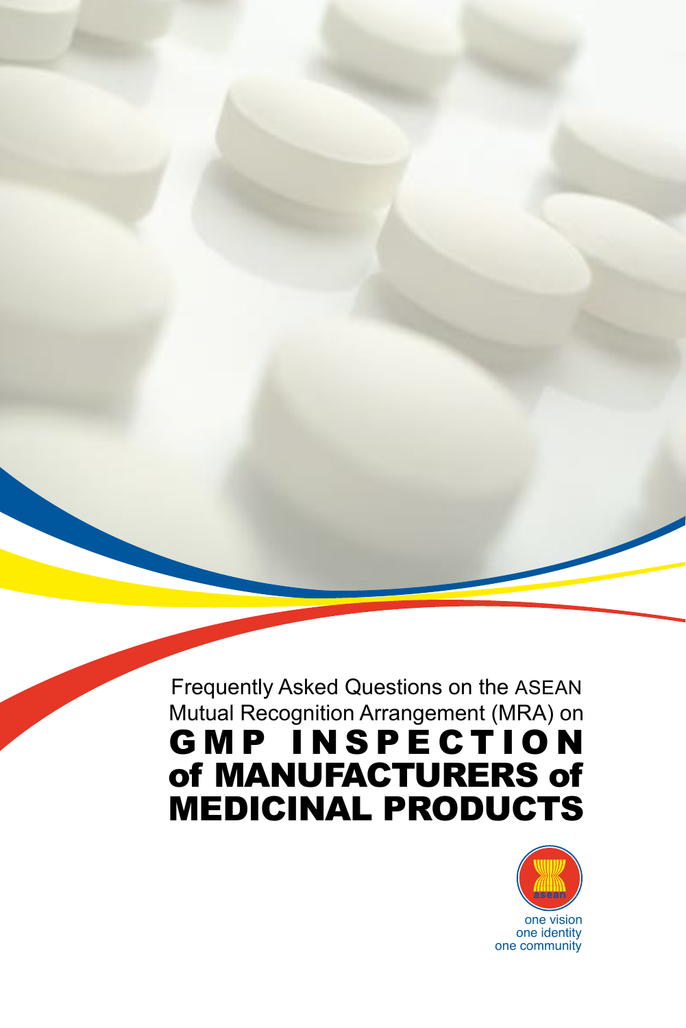Frequently Asked Questions on the ASEAN Mutual Recognition Arrangement (MRA) on

# GMP INSPECTION of MANUFACTURERS of MEDICINAL PRODUCTS

asean

one vision
one identity
one community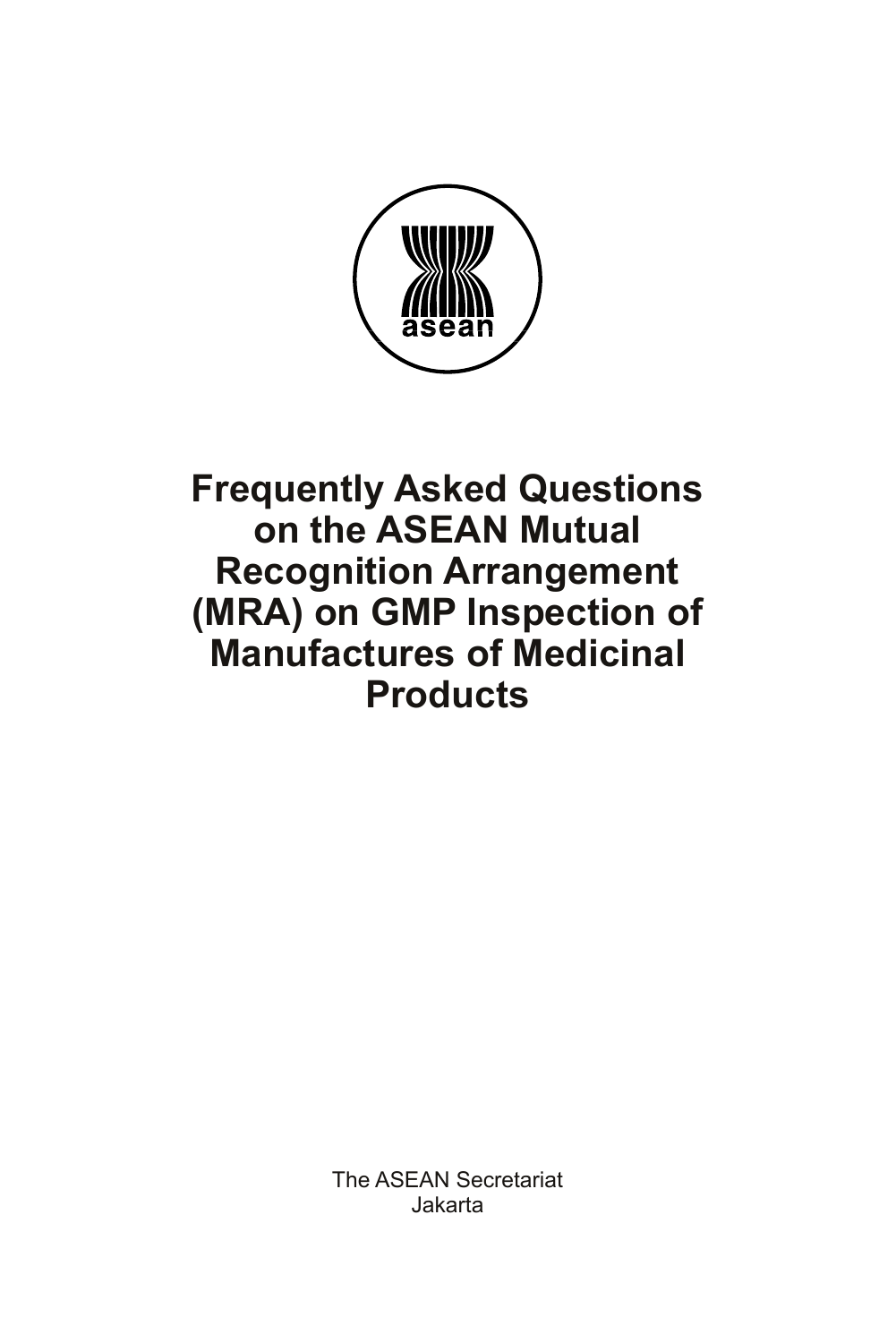# Frequently Asked Questions on the ASEAN Mutual Recognition Arrangement (MRA) on GMP Inspection of Manufactures of Medicinal Products

The ASEAN Secretariat
Jakarta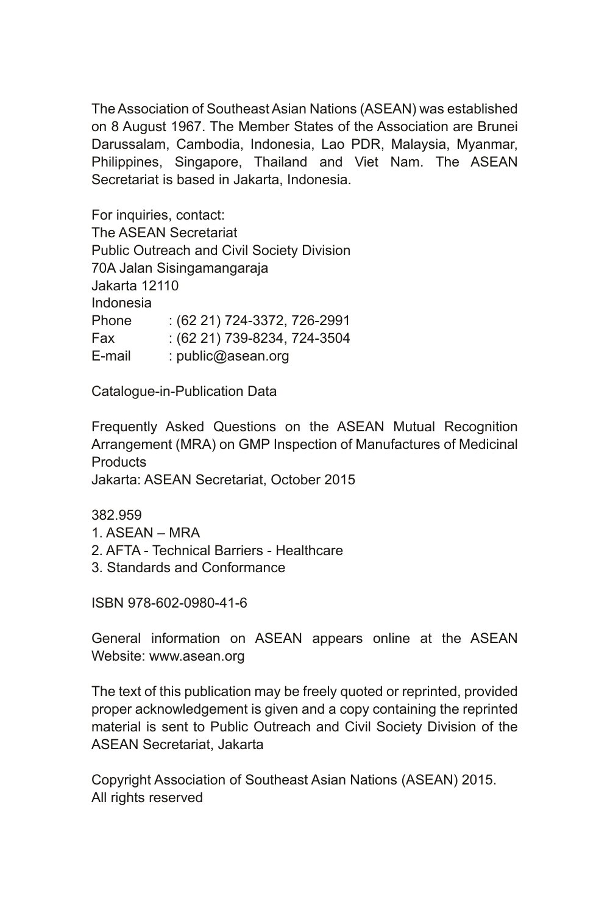The Association of Southeast Asian Nations (ASEAN) was established on 8 August 1967. The Member States of the Association are Brunei Darussalam, Cambodia, Indonesia, Lao PDR, Malaysia, Myanmar, Philippines, Singapore, Thailand and Viet Nam. The ASEAN Secretariat is based in Jakarta, Indonesia.

For inquiries, contact:
The ASEAN Secretariat
Public Outreach and Civil Society Division
70A Jalan Sisingamangaraja
Jakarta 12110
Indonesia
Phone : (62 21) 724-3372, 726-2991
Fax : (62 21) 739-8234, 724-3504
E-mail : public@asean.org

Catalogue-in-Publication Data

Frequently Asked Questions on the ASEAN Mutual Recognition Arrangement (MRA) on GMP Inspection of Manufactures of Medicinal Products
Jakarta: ASEAN Secretariat, October 2015

382.959
1. ASEAN – MRA
2. AFTA - Technical Barriers - Healthcare
3. Standards and Conformance

ISBN 978-602-0980-41-6

General information on ASEAN appears online at the ASEAN Website: www.asean.org

The text of this publication may be freely quoted or reprinted, provided proper acknowledgement is given and a copy containing the reprinted material is sent to Public Outreach and Civil Society Division of the ASEAN Secretariat, Jakarta

Copyright Association of Southeast Asian Nations (ASEAN) 2015.
All rights reserved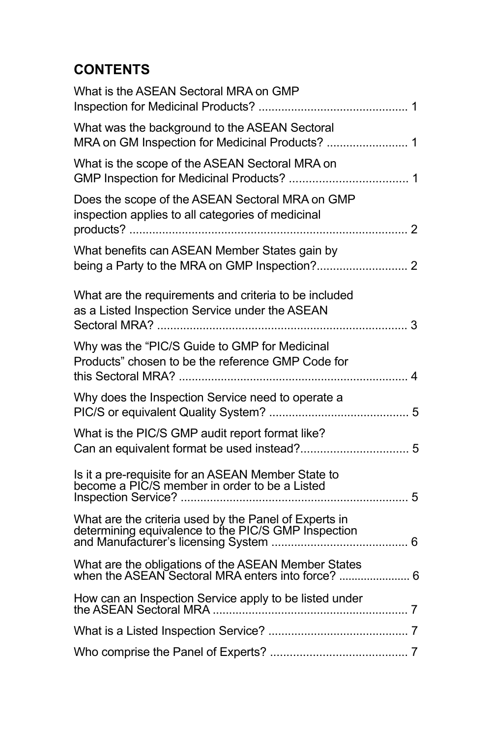## CONTENTS

What is the ASEAN Sectoral MRA on GMP Inspection for Medicinal Products? .............................................. 1

What was the background to the ASEAN Sectoral MRA on GM Inspection for Medicinal Products? ......................... 1

What is the scope of the ASEAN Sectoral MRA on GMP Inspection for Medicinal Products? .................................... 1

Does the scope of the ASEAN Sectoral MRA on GMP inspection applies to all categories of medicinal products? ..................................................................................... 2

What benefits can ASEAN Member States gain by being a Party to the MRA on GMP Inspection?............................ 2

What are the requirements and criteria to be included as a Listed Inspection Service under the ASEAN Sectoral MRA? ............................................................................ 3

Why was the "PIC/S Guide to GMP for Medicinal Products" chosen to be the reference GMP Code for this Sectoral MRA? ...................................................................... 4

Why does the Inspection Service need to operate a PIC/S or equivalent Quality System? ........................................... 5

What is the PIC/S GMP audit report format like? Can an equivalent format be used instead?................................. 5

Is it a pre-requisite for an ASEAN Member State to become a PIC/S member in order to be a Listed Inspection Service? ...................................................................... 5

What are the criteria used by the Panel of Experts in determining equivalence to the PIC/S GMP Inspection and Manufacturer's licensing System .......................................... 6

What are the obligations of the ASEAN Member States when the ASEAN Sectoral MRA enters into force? ...................... 6

How can an Inspection Service apply to be listed under the ASEAN Sectoral MRA ............................................................ 7

What is a Listed Inspection Service? ........................................... 7

Who comprise the Panel of Experts? .......................................... 7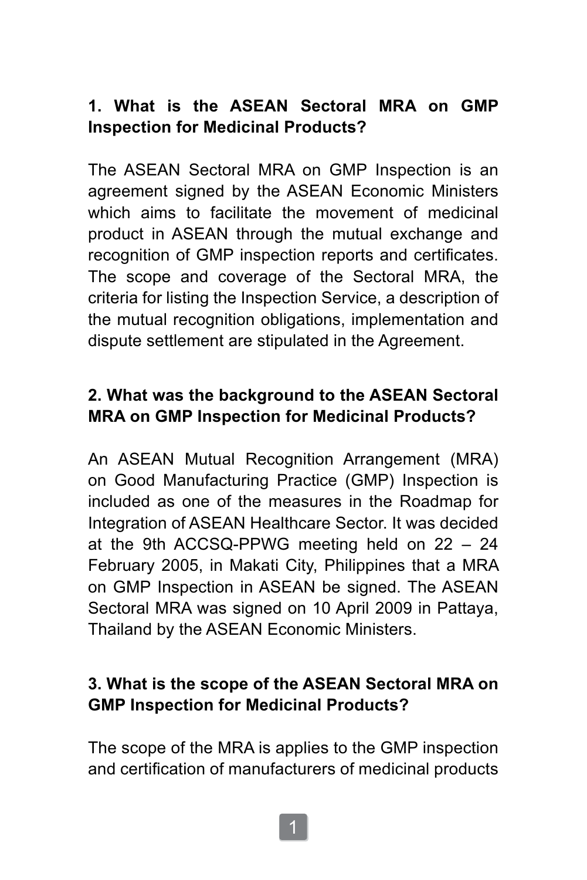**1. What is the ASEAN Sectoral MRA on GMP Inspection for Medicinal Products?**

The ASEAN Sectoral MRA on GMP Inspection is an agreement signed by the ASEAN Economic Ministers which aims to facilitate the movement of medicinal product in ASEAN through the mutual exchange and recognition of GMP inspection reports and certificates. The scope and coverage of the Sectoral MRA, the criteria for listing the Inspection Service, a description of the mutual recognition obligations, implementation and dispute settlement are stipulated in the Agreement.

**2. What was the background to the ASEAN Sectoral MRA on GMP Inspection for Medicinal Products?**

An ASEAN Mutual Recognition Arrangement (MRA) on Good Manufacturing Practice (GMP) Inspection is included as one of the measures in the Roadmap for Integration of ASEAN Healthcare Sector. It was decided at the 9th ACCSQ-PPWG meeting held on 22 – 24 February 2005, in Makati City, Philippines that a MRA on GMP Inspection in ASEAN be signed. The ASEAN Sectoral MRA was signed on 10 April 2009 in Pattaya, Thailand by the ASEAN Economic Ministers.

**3. What is the scope of the ASEAN Sectoral MRA on GMP Inspection for Medicinal Products?**

The scope of the MRA is applies to the GMP inspection and certification of manufacturers of medicinal products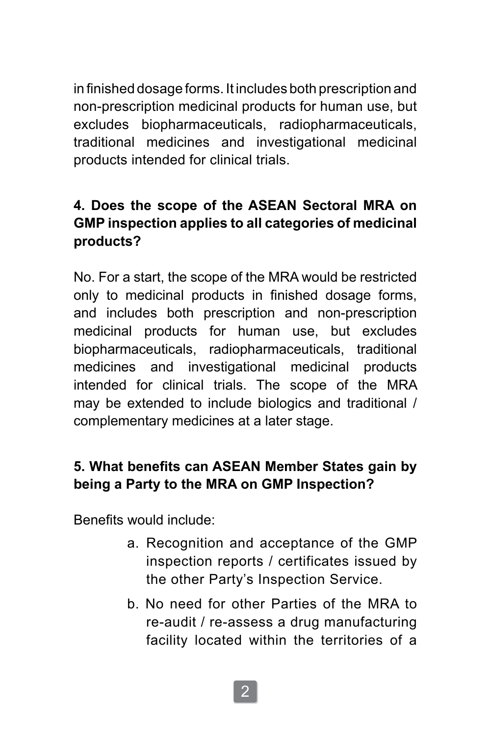in finished dosage forms. It includes both prescription and non-prescription medicinal products for human use, but excludes biopharmaceuticals, radiopharmaceuticals, traditional medicines and investigational medicinal products intended for clinical trials.

**4. Does the scope of the ASEAN Sectoral MRA on GMP inspection applies to all categories of medicinal products?**

No. For a start, the scope of the MRA would be restricted only to medicinal products in finished dosage forms, and includes both prescription and non-prescription medicinal products for human use, but excludes biopharmaceuticals, radiopharmaceuticals, traditional medicines and investigational medicinal products intended for clinical trials. The scope of the MRA may be extended to include biologics and traditional / complementary medicines at a later stage.

**5. What benefits can ASEAN Member States gain by being a Party to the MRA on GMP Inspection?**

Benefits would include:

a. Recognition and acceptance of the GMP inspection reports / certificates issued by the other Party's Inspection Service.

b. No need for other Parties of the MRA to re-audit / re-assess a drug manufacturing facility located within the territories of a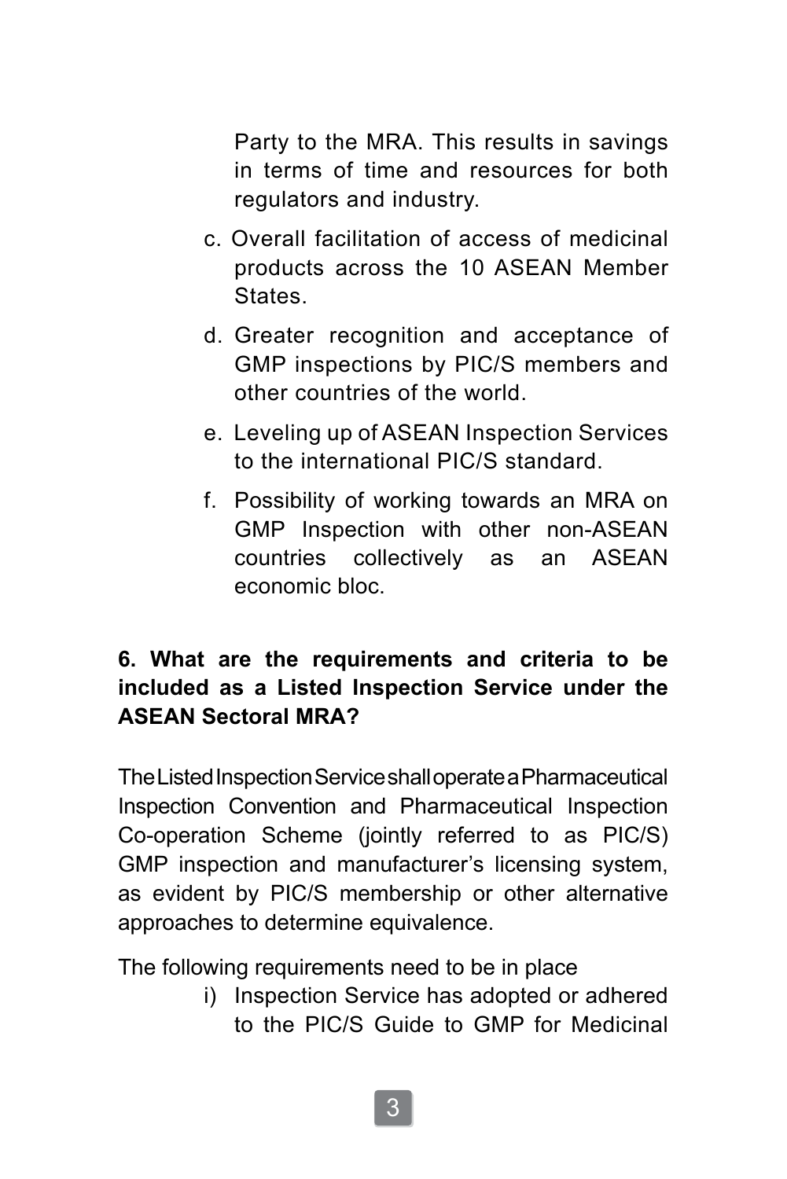Party to the MRA. This results in savings in terms of time and resources for both regulators and industry.

c. Overall facilitation of access of medicinal products across the 10 ASEAN Member States.

d. Greater recognition and acceptance of GMP inspections by PIC/S members and other countries of the world.

e. Leveling up of ASEAN Inspection Services to the international PIC/S standard.

f. Possibility of working towards an MRA on GMP Inspection with other non-ASEAN countries collectively as an ASEAN economic bloc.

**6. What are the requirements and criteria to be included as a Listed Inspection Service under the ASEAN Sectoral MRA?**

The Listed Inspection Service shall operate a Pharmaceutical Inspection Convention and Pharmaceutical Inspection Co-operation Scheme (jointly referred to as PIC/S) GMP inspection and manufacturer's licensing system, as evident by PIC/S membership or other alternative approaches to determine equivalence.

The following requirements need to be in place

i) Inspection Service has adopted or adhered to the PIC/S Guide to GMP for Medicinal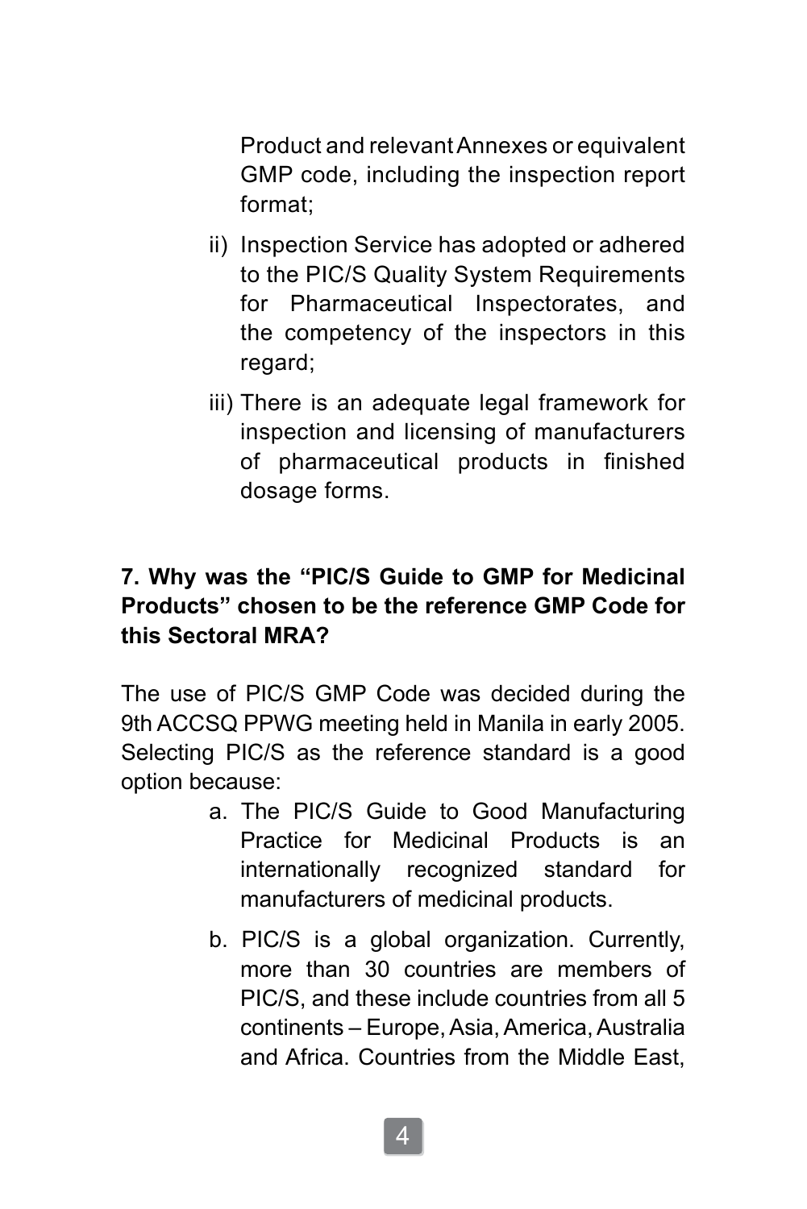Product and relevant Annexes or equivalent GMP code, including the inspection report format;

ii) Inspection Service has adopted or adhered to the PIC/S Quality System Requirements for Pharmaceutical Inspectorates, and the competency of the inspectors in this regard;

iii) There is an adequate legal framework for inspection and licensing of manufacturers of pharmaceutical products in finished dosage forms.

**7. Why was the "PIC/S Guide to GMP for Medicinal Products" chosen to be the reference GMP Code for this Sectoral MRA?**

The use of PIC/S GMP Code was decided during the 9th ACCSQ PPWG meeting held in Manila in early 2005. Selecting PIC/S as the reference standard is a good option because:

a. The PIC/S Guide to Good Manufacturing Practice for Medicinal Products is an internationally recognized standard for manufacturers of medicinal products.

b. PIC/S is a global organization. Currently, more than 30 countries are members of PIC/S, and these include countries from all 5 continents – Europe, Asia, America, Australia and Africa. Countries from the Middle East,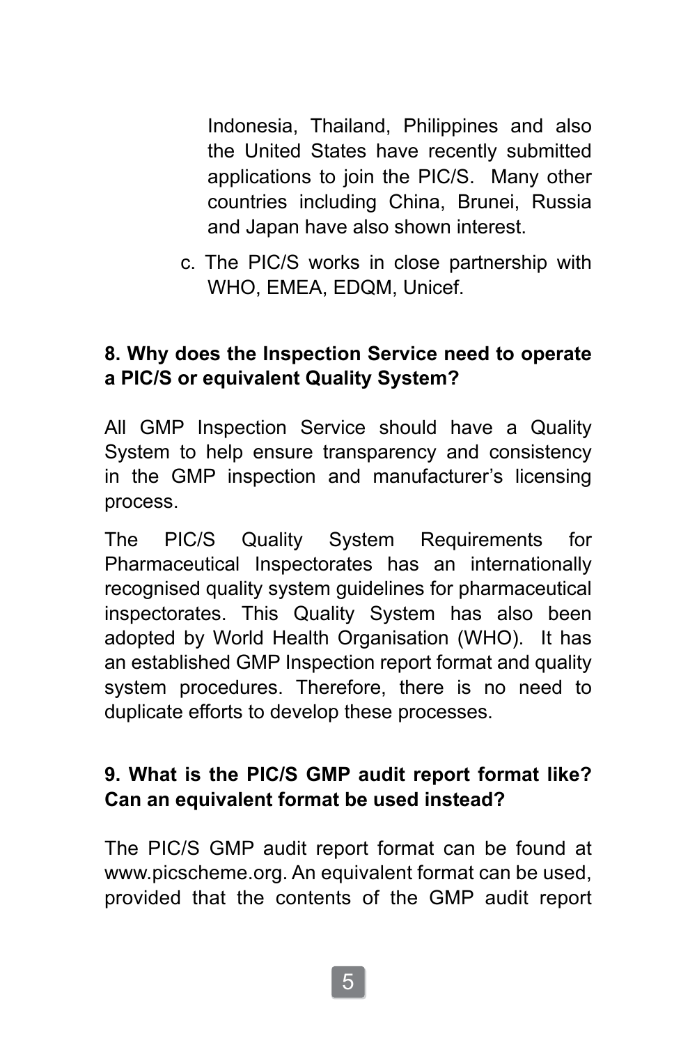Indonesia, Thailand, Philippines and also the United States have recently submitted applications to join the PIC/S. Many other countries including China, Brunei, Russia and Japan have also shown interest.

c. The PIC/S works in close partnership with WHO, EMEA, EDQM, Unicef.

**8. Why does the Inspection Service need to operate a PIC/S or equivalent Quality System?**

All GMP Inspection Service should have a Quality System to help ensure transparency and consistency in the GMP inspection and manufacturer's licensing process.

The PIC/S Quality System Requirements for Pharmaceutical Inspectorates has an internationally recognised quality system guidelines for pharmaceutical inspectorates. This Quality System has also been adopted by World Health Organisation (WHO). It has an established GMP Inspection report format and quality system procedures. Therefore, there is no need to duplicate efforts to develop these processes.

**9. What is the PIC/S GMP audit report format like? Can an equivalent format be used instead?**

The PIC/S GMP audit report format can be found at www.picscheme.org. An equivalent format can be used, provided that the contents of the GMP audit report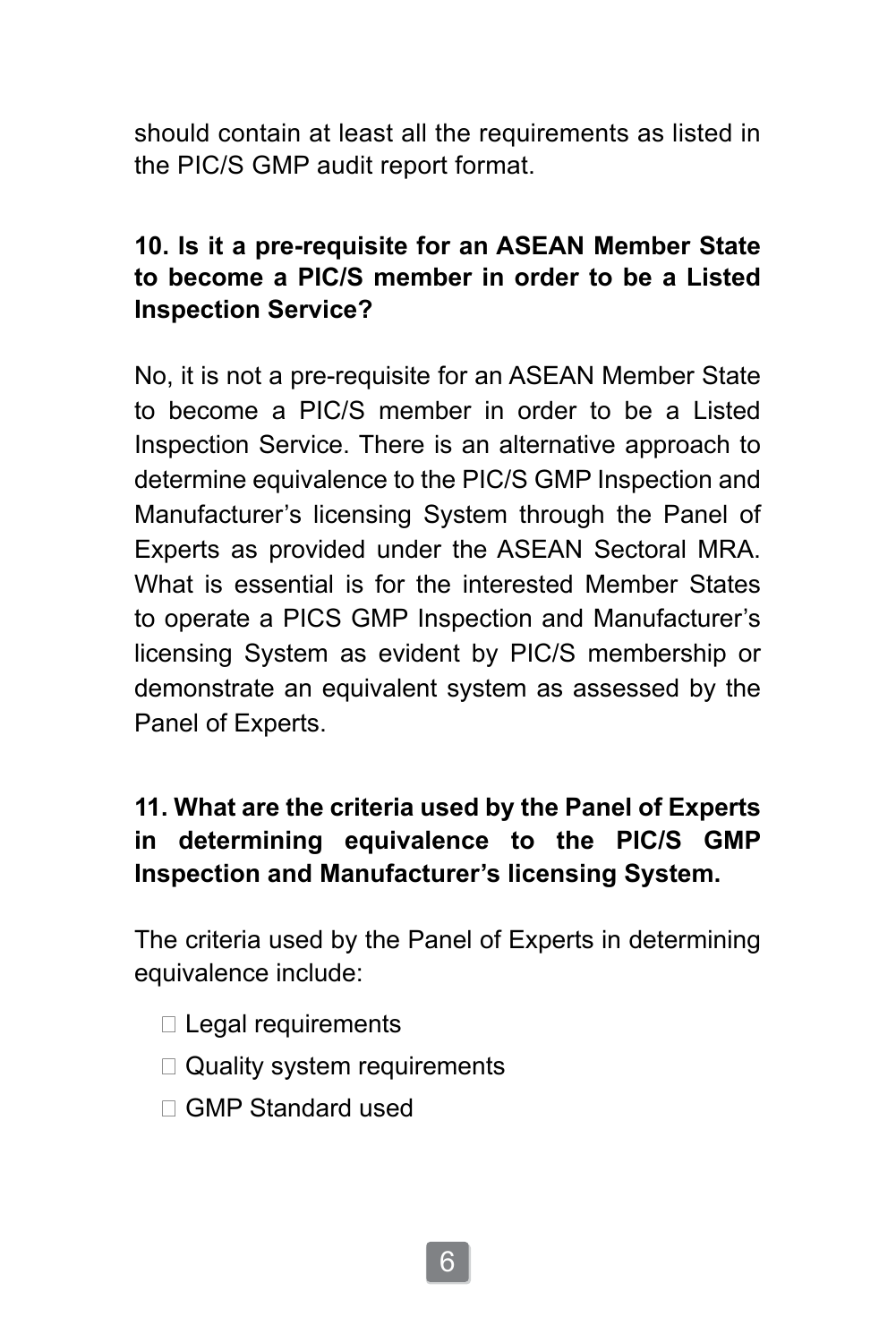should contain at least all the requirements as listed in the PIC/S GMP audit report format.

**10. Is it a pre-requisite for an ASEAN Member State to become a PIC/S member in order to be a Listed Inspection Service?**

No, it is not a pre-requisite for an ASEAN Member State to become a PIC/S member in order to be a Listed Inspection Service. There is an alternative approach to determine equivalence to the PIC/S GMP Inspection and Manufacturer's licensing System through the Panel of Experts as provided under the ASEAN Sectoral MRA. What is essential is for the interested Member States to operate a PICS GMP Inspection and Manufacturer's licensing System as evident by PIC/S membership or demonstrate an equivalent system as assessed by the Panel of Experts.

**11. What are the criteria used by the Panel of Experts in determining equivalence to the PIC/S GMP Inspection and Manufacturer's licensing System.**

The criteria used by the Panel of Experts in determining equivalence include:

- Legal requirements
- Quality system requirements
- GMP Standard used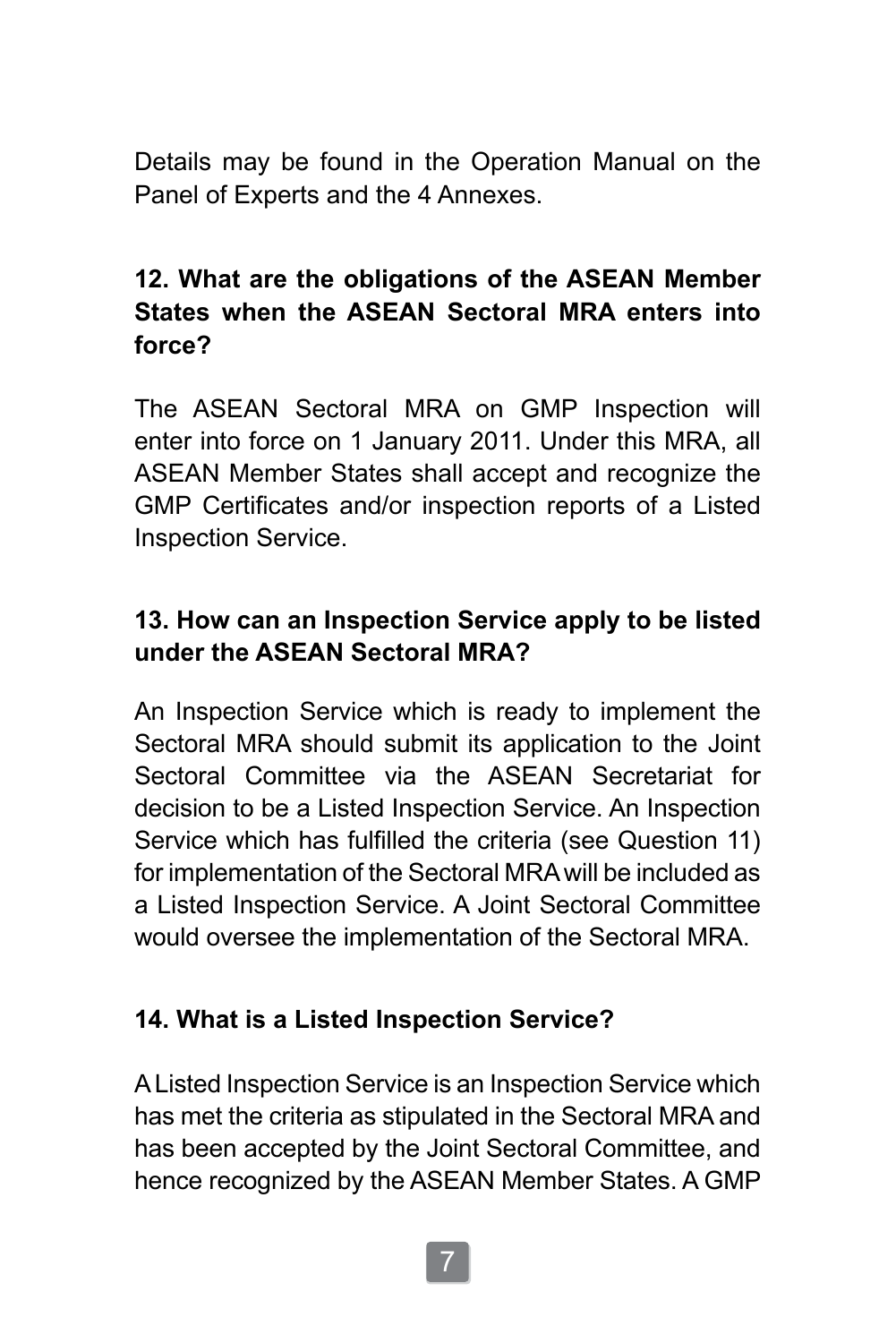Details may be found in the Operation Manual on the Panel of Experts and the 4 Annexes.

### 12. What are the obligations of the ASEAN Member States when the ASEAN Sectoral MRA enters into force?

The ASEAN Sectoral MRA on GMP Inspection will enter into force on 1 January 2011. Under this MRA, all ASEAN Member States shall accept and recognize the GMP Certificates and/or inspection reports of a Listed Inspection Service.

### 13. How can an Inspection Service apply to be listed under the ASEAN Sectoral MRA?

An Inspection Service which is ready to implement the Sectoral MRA should submit its application to the Joint Sectoral Committee via the ASEAN Secretariat for decision to be a Listed Inspection Service. An Inspection Service which has fulfilled the criteria (see Question 11) for implementation of the Sectoral MRA will be included as a Listed Inspection Service. A Joint Sectoral Committee would oversee the implementation of the Sectoral MRA.

### 14. What is a Listed Inspection Service?

A Listed Inspection Service is an Inspection Service which has met the criteria as stipulated in the Sectoral MRA and has been accepted by the Joint Sectoral Committee, and hence recognized by the ASEAN Member States. A GMP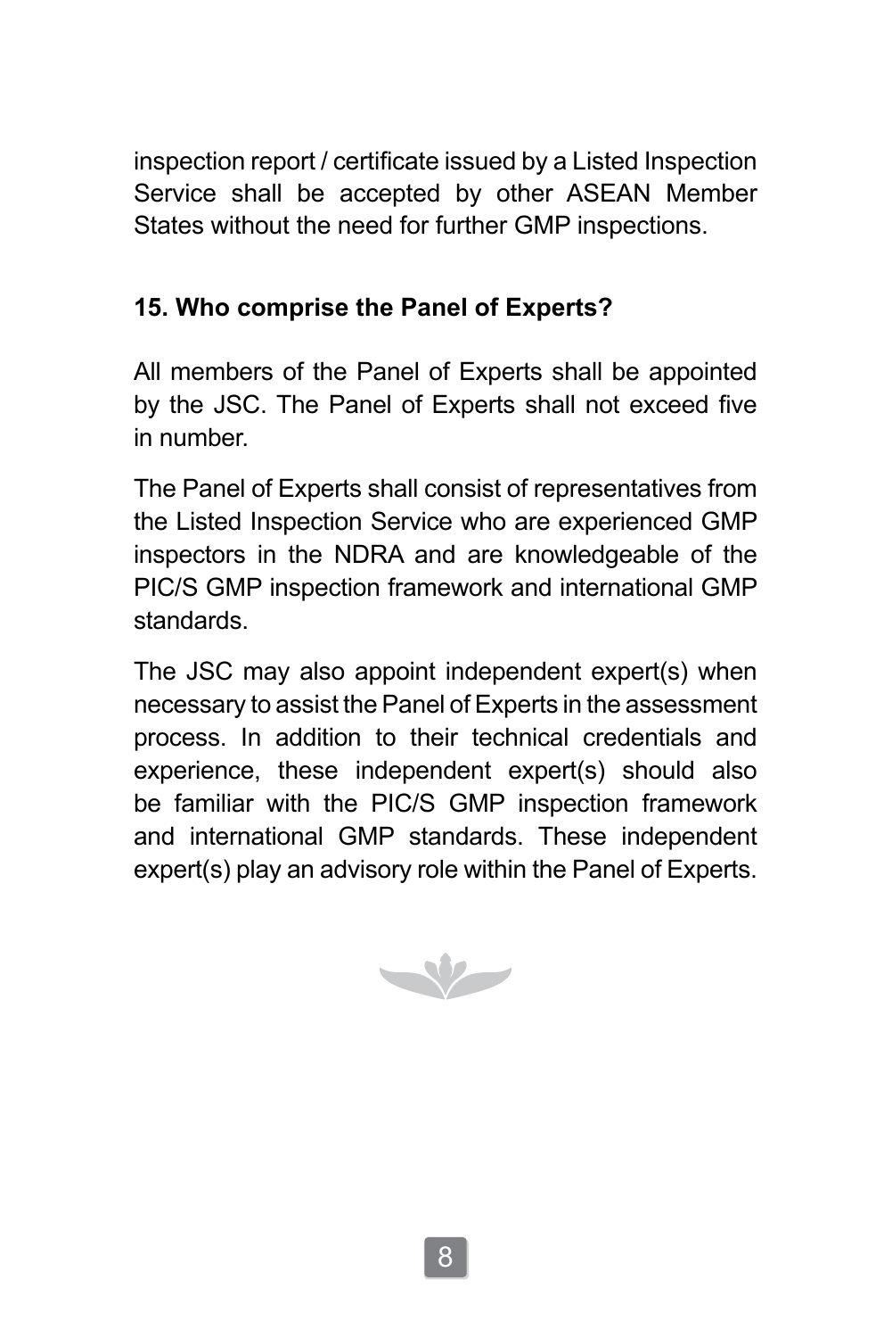inspection report / certificate issued by a Listed Inspection Service shall be accepted by other ASEAN Member States without the need for further GMP inspections.

**15. Who comprise the Panel of Experts?**

All members of the Panel of Experts shall be appointed by the JSC. The Panel of Experts shall not exceed five in number.

The Panel of Experts shall consist of representatives from the Listed Inspection Service who are experienced GMP inspectors in the NDRA and are knowledgeable of the PIC/S GMP inspection framework and international GMP standards.

The JSC may also appoint independent expert(s) when necessary to assist the Panel of Experts in the assessment process. In addition to their technical credentials and experience, these independent expert(s) should also be familiar with the PIC/S GMP inspection framework and international GMP standards. These independent expert(s) play an advisory role within the Panel of Experts.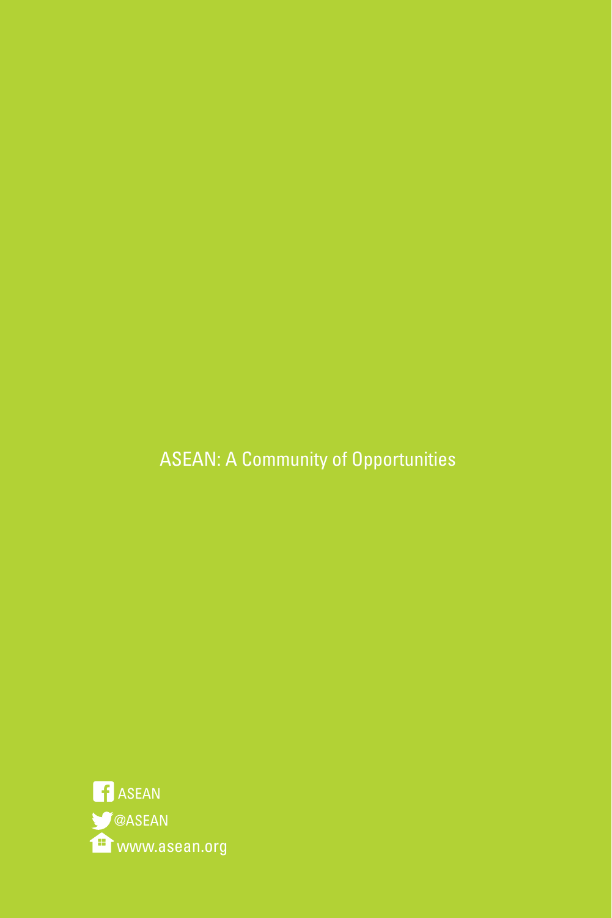ASEAN: A Community of Opportunities

ASEAN

@ASEAN

www.asean.org